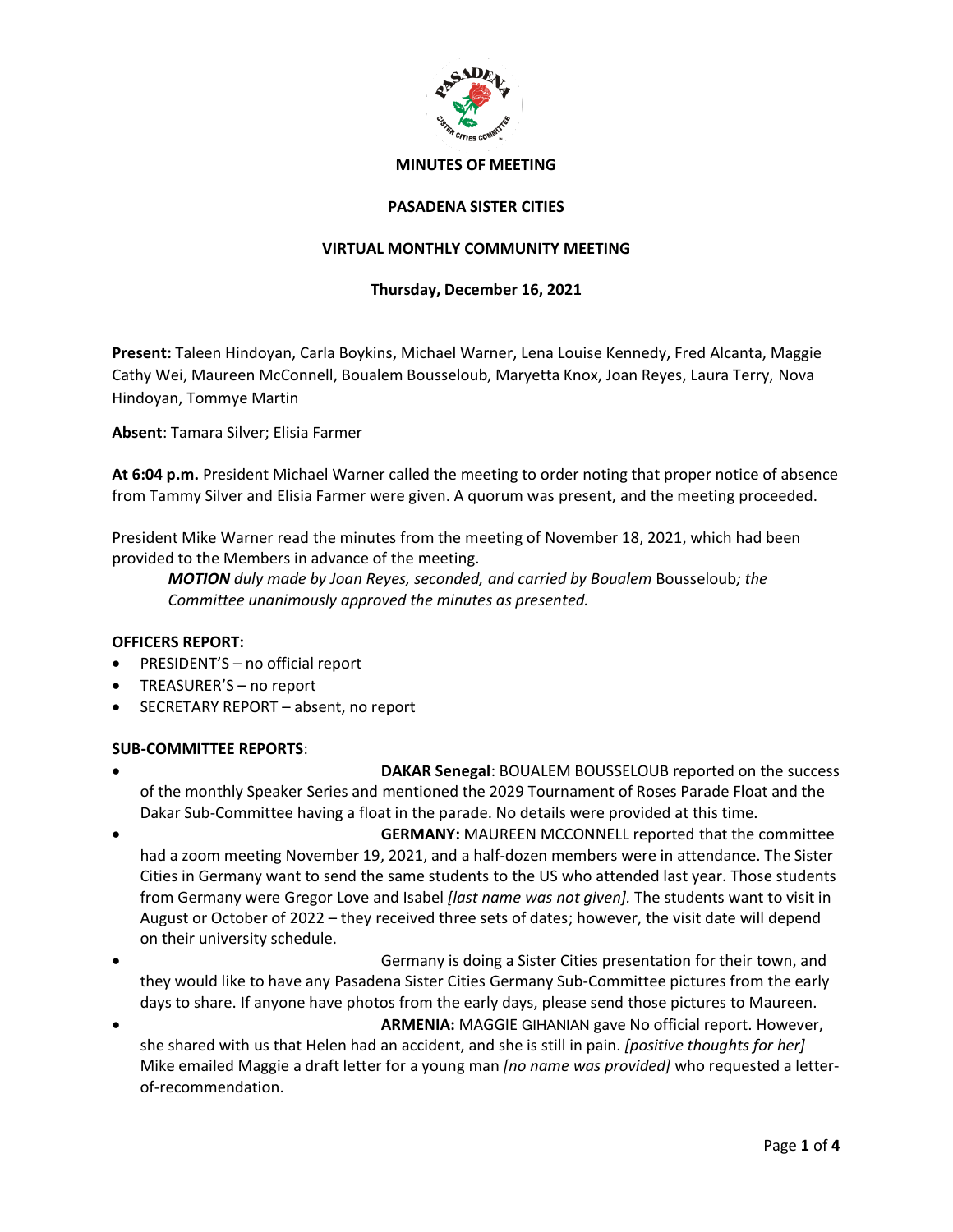**MINUTES OF MEETING**

**PASADENA SISTER CITIES**

**VIRTUAL MONTHLY COMMUNITY MEETING**

**Thursday, December 16, 2021**

**Present:** Taleen Hindoyan, Carla Boykins, Michael Warner, Lena Louise Kennedy, Fred Alcanta, Maggie Cathy Wei, Maureen McConnell, Boualem Bousseloub, Maryetta Knox, Joan Reyes, Laura Terry, Nova Hindoyan, Tommye Martin

**Absent**: Tamara Silver; Elisia Farmer

**At 6:04 p.m.** President Michael Warner called the meeting to order noting that proper notice of absence from Tammy Silver and Elisia Farmer were given. A quorum was present, and the meeting proceeded.

President Mike Warner read the minutes from the meeting of November 18, 2021, which had been provided to the Members in advance of the meeting.

> ***MOTION*** *duly made by Joan Reyes, seconded, and carried by Boualem* Bousseloub*; the Committee unanimously approved the minutes as presented.*

**OFFICERS REPORT:**

- PRESIDENT'S – no official report
- TREASURER'S – no report
- SECRETARY REPORT – absent, no report

**SUB-COMMITTEE REPORTS**:

- **DAKAR Senegal**: BOUALEM BOUSSELOUB reported on the success of the monthly Speaker Series and mentioned the 2029 Tournament of Roses Parade Float and the Dakar Sub-Committee having a float in the parade. No details were provided at this time.
- **GERMANY:** MAUREEN MCCONNELL reported that the committee had a zoom meeting November 19, 2021, and a half-dozen members were in attendance. The Sister Cities in Germany want to send the same students to the US who attended last year. Those students from Germany were Gregor Love and Isabel *[last name was not given]*. The students want to visit in August or October of 2022 – they received three sets of dates; however, the visit date will depend on their university schedule.
- Germany is doing a Sister Cities presentation for their town, and they would like to have any Pasadena Sister Cities Germany Sub-Committee pictures from the early days to share. If anyone have photos from the early days, please send those pictures to Maureen.
- **ARMENIA:** MAGGIE GIHANIAN gave No official report. However, she shared with us that Helen had an accident, and she is still in pain. *[positive thoughts for her]* Mike emailed Maggie a draft letter for a young man *[no name was provided]* who requested a letter-of-recommendation.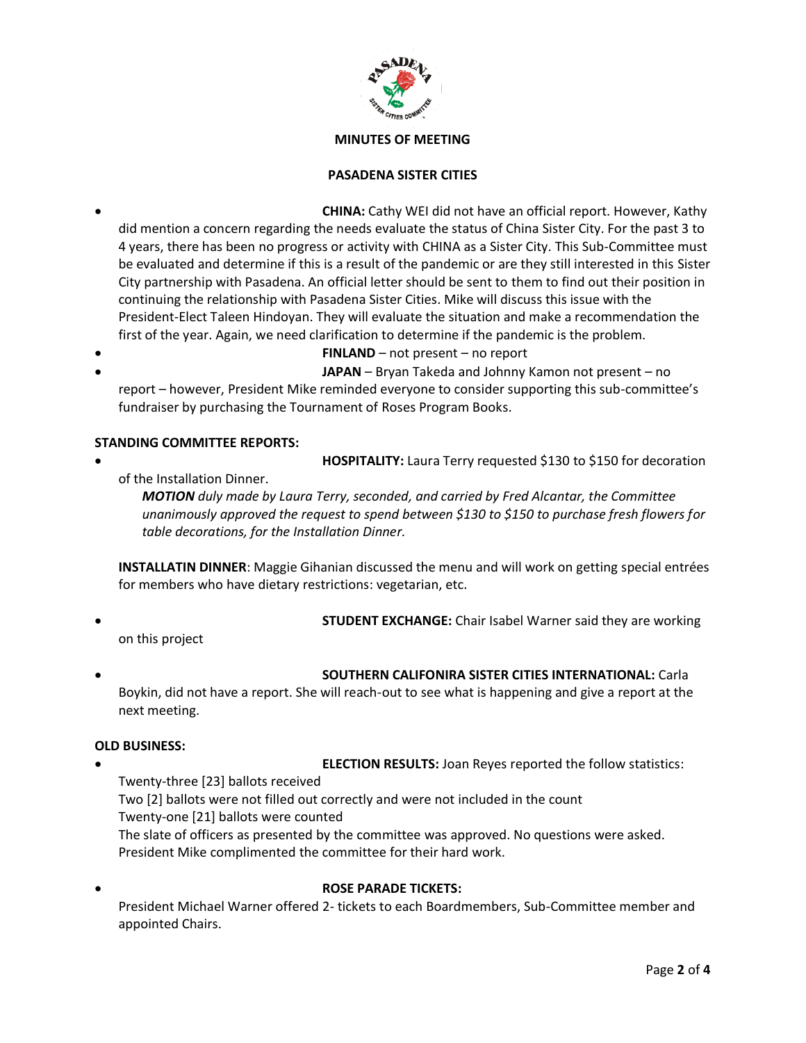**MINUTES OF MEETING**

**PASADENA SISTER CITIES**

- **CHINA:** Cathy WEI did not have an official report. However, Kathy did mention a concern regarding the needs evaluate the status of China Sister City. For the past 3 to 4 years, there has been no progress or activity with CHINA as a Sister City. This Sub-Committee must be evaluated and determine if this is a result of the pandemic or are they still interested in this Sister City partnership with Pasadena. An official letter should be sent to them to find out their position in continuing the relationship with Pasadena Sister Cities. Mike will discuss this issue with the President-Elect Taleen Hindoyan. They will evaluate the situation and make a recommendation the first of the year. Again, we need clarification to determine if the pandemic is the problem.
- **FINLAND** – not present – no report
- **JAPAN** – Bryan Takeda and Johnny Kamon not present – no report – however, President Mike reminded everyone to consider supporting this sub-committee's fundraiser by purchasing the Tournament of Roses Program Books.

**STANDING COMMITTEE REPORTS:**

- **HOSPITALITY:** Laura Terry requested $130 to $150 for decoration of the Installation Dinner.

  ***MOTION*** *duly made by Laura Terry, seconded, and carried by Fred Alcantar, the Committee unanimously approved the request to spend between $130 to $150 to purchase fresh flowers for table decorations, for the Installation Dinner.*

  **INSTALLATIN DINNER**: Maggie Gihanian discussed the menu and will work on getting special entrées for members who have dietary restrictions: vegetarian, etc.

- **STUDENT EXCHANGE:** Chair Isabel Warner said they are working on this project

- **SOUTHERN CALIFONIRA SISTER CITIES INTERNATIONAL:** Carla Boykin, did not have a report. She will reach-out to see what is happening and give a report at the next meeting.

**OLD BUSINESS:**

- **ELECTION RESULTS:** Joan Reyes reported the follow statistics:
  Twenty-three [23] ballots received
  Two [2] ballots were not filled out correctly and were not included in the count
  Twenty-one [21] ballots were counted
  The slate of officers as presented by the committee was approved. No questions were asked.
  President Mike complimented the committee for their hard work.

- **ROSE PARADE TICKETS:**
  President Michael Warner offered 2- tickets to each Boardmembers, Sub-Committee member and appointed Chairs.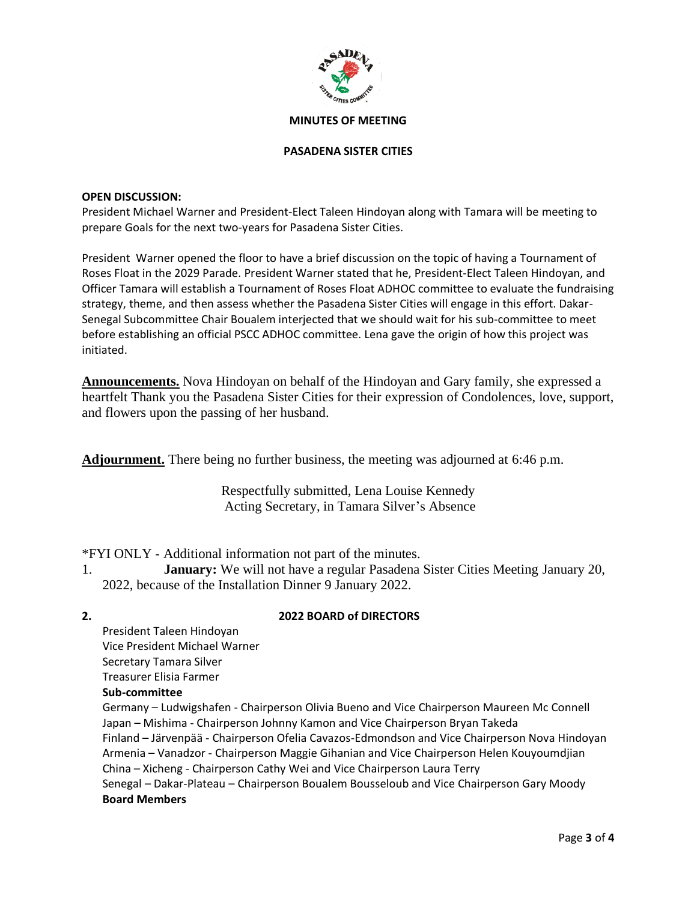**MINUTES OF MEETING**

**PASADENA SISTER CITIES**

**OPEN DISCUSSION:**
President Michael Warner and President-Elect Taleen Hindoyan along with Tamara will be meeting to prepare Goals for the next two-years for Pasadena Sister Cities.

President Warner opened the floor to have a brief discussion on the topic of having a Tournament of Roses Float in the 2029 Parade. President Warner stated that he, President-Elect Taleen Hindoyan, and Officer Tamara will establish a Tournament of Roses Float ADHOC committee to evaluate the fundraising strategy, theme, and then assess whether the Pasadena Sister Cities will engage in this effort. Dakar-Senegal Subcommittee Chair Boualem interjected that we should wait for his sub-committee to meet before establishing an official PSCC ADHOC committee. Lena gave the origin of how this project was initiated.

**Announcements.** Nova Hindoyan on behalf of the Hindoyan and Gary family, she expressed a heartfelt Thank you the Pasadena Sister Cities for their expression of Condolences, love, support, and flowers upon the passing of her husband.

**Adjournment.** There being no further business, the meeting was adjourned at 6:46 p.m.

Respectfully submitted, Lena Louise Kennedy
Acting Secretary, in Tamara Silver's Absence

*FYI ONLY - Additional information not part of the minutes.

1. **January:** We will not have a regular Pasadena Sister Cities Meeting January 20, 2022, because of the Installation Dinner 9 January 2022.

2. **2022 BOARD of DIRECTORS**

President Taleen Hindoyan
Vice President Michael Warner
Secretary Tamara Silver
Treasurer Elisia Farmer

**Sub-committee**

Germany – Ludwigshafen - Chairperson Olivia Bueno and Vice Chairperson Maureen Mc Connell
Japan – Mishima - Chairperson Johnny Kamon and Vice Chairperson Bryan Takeda
Finland – Järvenpää - Chairperson Ofelia Cavazos-Edmondson and Vice Chairperson Nova Hindoyan
Armenia – Vanadzor - Chairperson Maggie Gihanian and Vice Chairperson Helen Kouyoumdjian
China – Xicheng - Chairperson Cathy Wei and Vice Chairperson Laura Terry
Senegal – Dakar-Plateau – Chairperson Boualem Bousseloub and Vice Chairperson Gary Moody

**Board Members**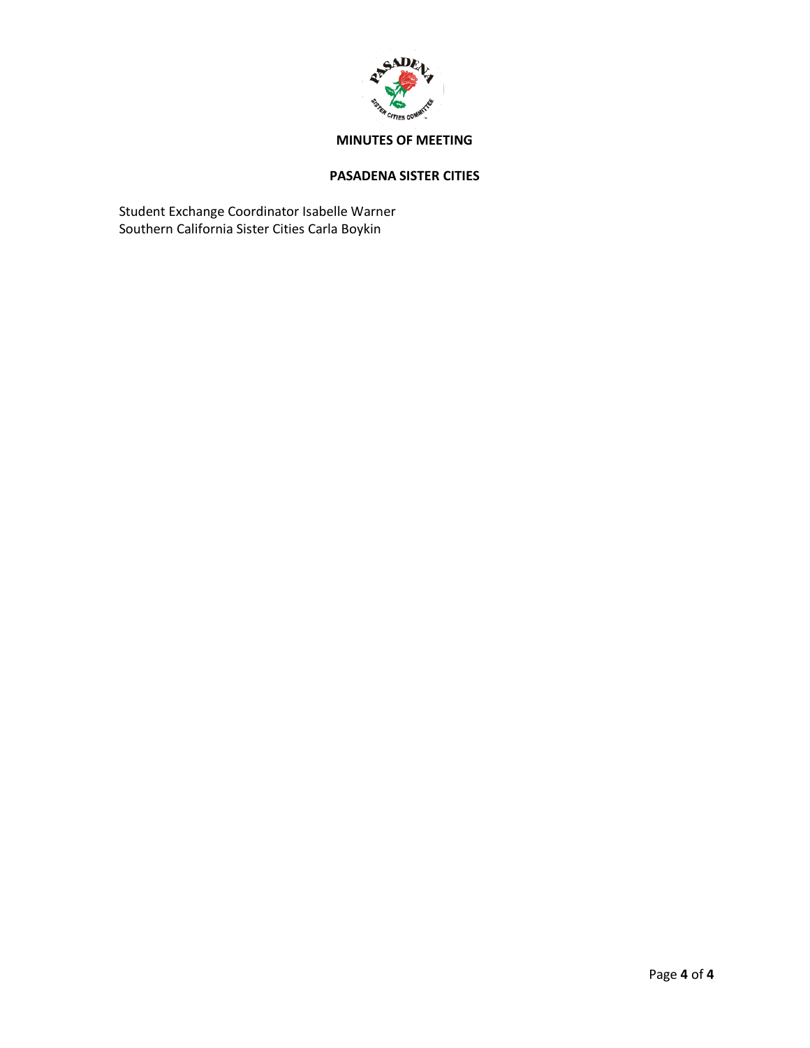**MINUTES OF MEETING**

**PASADENA SISTER CITIES**

Student Exchange Coordinator Isabelle Warner
Southern California Sister Cities Carla Boykin